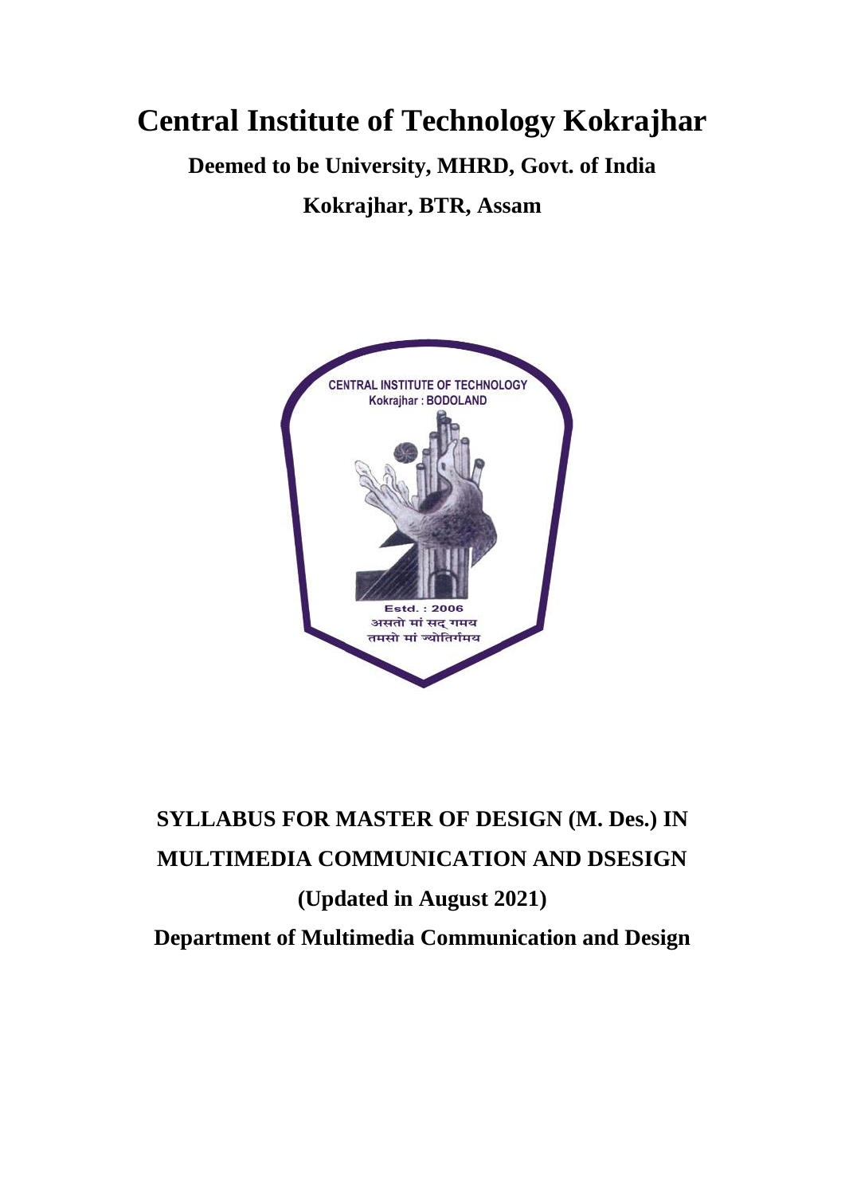# Central Institute of Technology Kokrajhar

**Deemed to be University, MHRD, Govt. of India**

**Kokrajhar, BTR, Assam**

## SYLLABUS FOR MASTER OF DESIGN (M. Des.) IN MULTIMEDIA COMMUNICATION AND DSESIGN

**(Updated in August 2021)**

**Department of Multimedia Communication and Design**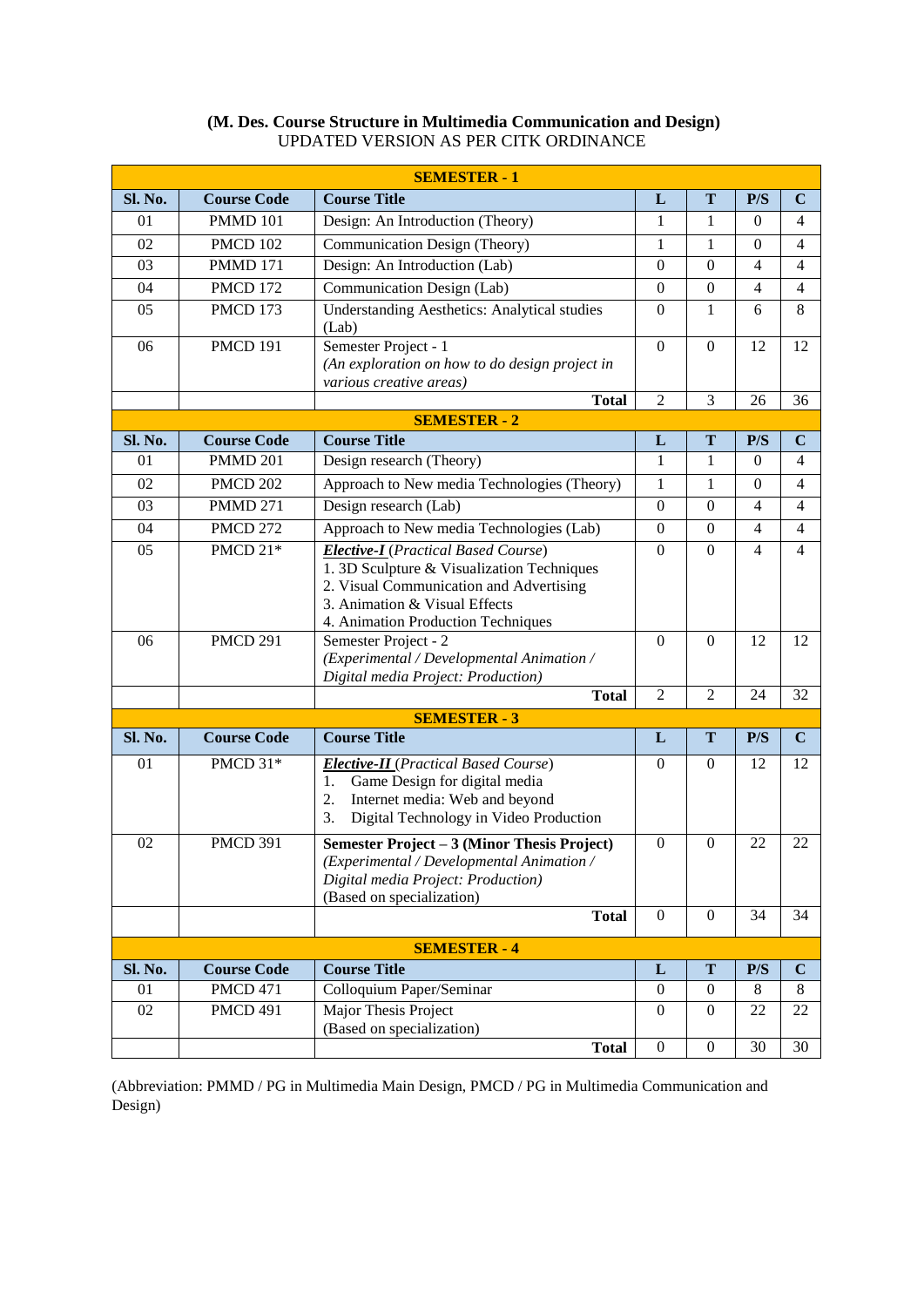**(M. Des. Course Structure in Multimedia Communication and Design)**
UPDATED VERSION AS PER CITK ORDINANCE

| **SEMESTER - 1** | | | | | | |
|---|---|---|---|---|---|---|
| **Sl. No.** | **Course Code** | **Course Title** | **L** | **T** | **P/S** | **C** |
| 01 | PMMD 101 | Design: An Introduction (Theory) | 1 | 1 | 0 | 4 |
| 02 | PMCD 102 | Communication Design (Theory) | 1 | 1 | 0 | 4 |
| 03 | PMMD 171 | Design: An Introduction (Lab) | 0 | 0 | 4 | 4 |
| 04 | PMCD 172 | Communication Design (Lab) | 0 | 0 | 4 | 4 |
| 05 | PMCD 173 | Understanding Aesthetics: Analytical studies (Lab) | 0 | 1 | 6 | 8 |
| 06 | PMCD 191 | Semester Project - 1 *(An exploration on how to do design project in various creative areas)* | 0 | 0 | 12 | 12 |
| | | **Total** | 2 | 3 | 26 | 36 |
| **SEMESTER - 2** | | | | | | |
| **Sl. No.** | **Course Code** | **Course Title** | **L** | **T** | **P/S** | **C** |
| 01 | PMMD 201 | Design research (Theory) | 1 | 1 | 0 | 4 |
| 02 | PMCD 202 | Approach to New media Technologies (Theory) | 1 | 1 | 0 | 4 |
| 03 | PMMD 271 | Design research (Lab) | 0 | 0 | 4 | 4 |
| 04 | PMCD 272 | Approach to New media Technologies (Lab) | 0 | 0 | 4 | 4 |
| 05 | PMCD 21* | ***Elective-I*** *(Practical Based Course)* 1. 3D Sculpture & Visualization Techniques 2. Visual Communication and Advertising 3. Animation & Visual Effects 4. Animation Production Techniques | 0 | 0 | 4 | 4 |
| 06 | PMCD 291 | Semester Project - 2 *(Experimental / Developmental Animation / Digital media Project: Production)* | 0 | 0 | 12 | 12 |
| | | **Total** | 2 | 2 | 24 | 32 |
| **SEMESTER - 3** | | | | | | |
| **Sl. No.** | **Course Code** | **Course Title** | **L** | **T** | **P/S** | **C** |
| 01 | PMCD 31* | ***Elective-II*** *(Practical Based Course)* 1. Game Design for digital media 2. Internet media: Web and beyond 3. Digital Technology in Video Production | 0 | 0 | 12 | 12 |
| 02 | PMCD 391 | **Semester Project – 3 (Minor Thesis Project)** *(Experimental / Developmental Animation / Digital media Project: Production)* (Based on specialization) | 0 | 0 | 22 | 22 |
| | | **Total** | 0 | 0 | 34 | 34 |
| **SEMESTER - 4** | | | | | | |
| **Sl. No.** | **Course Code** | **Course Title** | **L** | **T** | **P/S** | **C** |
| 01 | PMCD 471 | Colloquium Paper/Seminar | 0 | 0 | 8 | 8 |
| 02 | PMCD 491 | Major Thesis Project (Based on specialization) | 0 | 0 | 22 | 22 |
| | | **Total** | 0 | 0 | 30 | 30 |

(Abbreviation: PMMD / PG in Multimedia Main Design, PMCD / PG in Multimedia Communication and Design)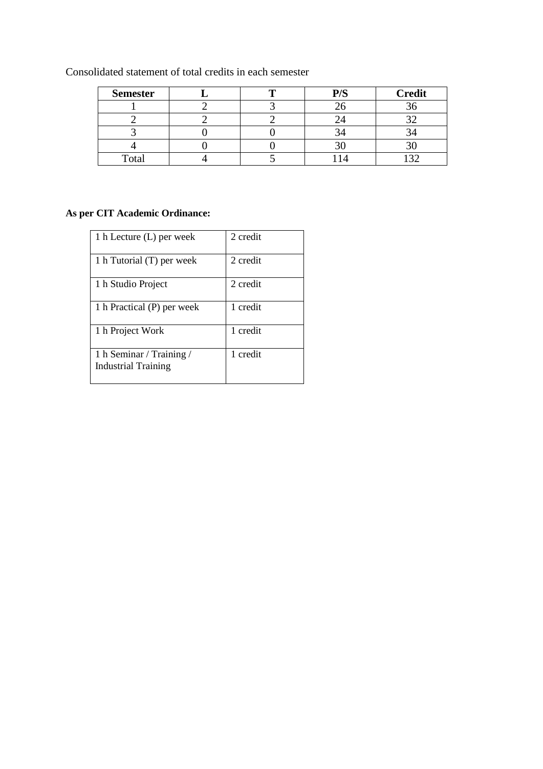Consolidated statement of total credits in each semester

| Semester | L | T | P/S | Credit |
|---|---|---|---|---|
| 1 | 2 | 3 | 26 | 36 |
| 2 | 2 | 2 | 24 | 32 |
| 3 | 0 | 0 | 34 | 34 |
| 4 | 0 | 0 | 30 | 30 |
| Total | 4 | 5 | 114 | 132 |

**As per CIT Academic Ordinance:**

| | |
|---|---|
| 1 h Lecture (L) per week | 2 credit |
| 1 h Tutorial (T) per week | 2 credit |
| 1 h Studio Project | 2 credit |
| 1 h Practical (P) per week | 1 credit |
| 1 h Project Work | 1 credit |
| 1 h Seminar / Training / Industrial Training | 1 credit |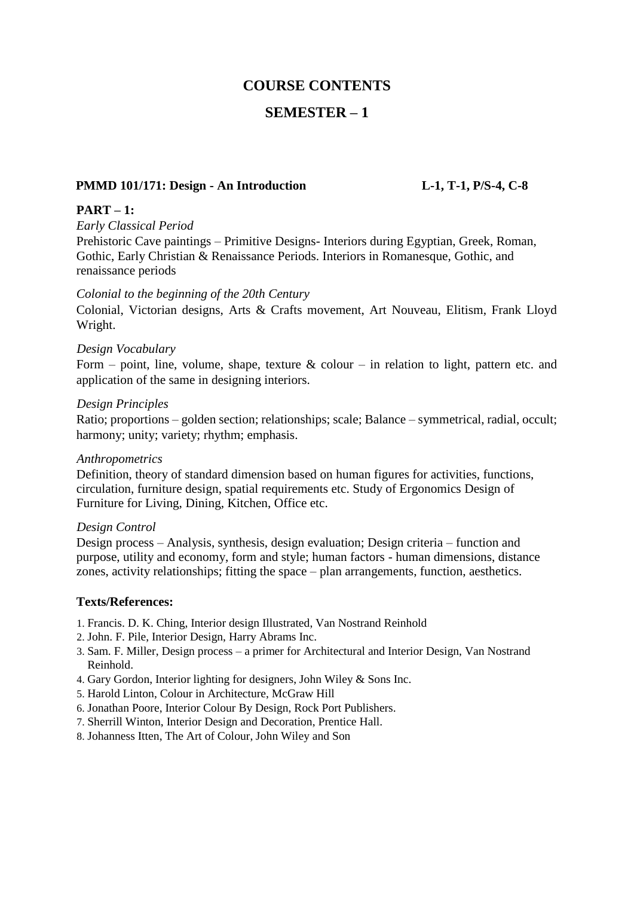# COURSE CONTENTS

## SEMESTER – 1

**PMMD 101/171: Design - An Introduction L-1, T-1, P/S-4, C-8**

**PART – 1:**

*Early Classical Period*

Prehistoric Cave paintings – Primitive Designs- Interiors during Egyptian, Greek, Roman, Gothic, Early Christian & Renaissance Periods. Interiors in Romanesque, Gothic, and renaissance periods

*Colonial to the beginning of the 20th Century*

Colonial, Victorian designs, Arts & Crafts movement, Art Nouveau, Elitism, Frank Lloyd Wright.

*Design Vocabulary*

Form – point, line, volume, shape, texture & colour – in relation to light, pattern etc. and application of the same in designing interiors.

*Design Principles*

Ratio; proportions – golden section; relationships; scale; Balance – symmetrical, radial, occult; harmony; unity; variety; rhythm; emphasis.

*Anthropometrics*

Definition, theory of standard dimension based on human figures for activities, functions, circulation, furniture design, spatial requirements etc. Study of Ergonomics Design of Furniture for Living, Dining, Kitchen, Office etc.

*Design Control*

Design process – Analysis, synthesis, design evaluation; Design criteria – function and purpose, utility and economy, form and style; human factors - human dimensions, distance zones, activity relationships; fitting the space – plan arrangements, function, aesthetics.

**Texts/References:**

1. Francis. D. K. Ching, Interior design Illustrated, Van Nostrand Reinhold
2. John. F. Pile, Interior Design, Harry Abrams Inc.
3. Sam. F. Miller, Design process – a primer for Architectural and Interior Design, Van Nostrand Reinhold.
4. Gary Gordon, Interior lighting for designers, John Wiley & Sons Inc.
5. Harold Linton, Colour in Architecture, McGraw Hill
6. Jonathan Poore, Interior Colour By Design, Rock Port Publishers.
7. Sherrill Winton, Interior Design and Decoration, Prentice Hall.
8. Johanness Itten, The Art of Colour, John Wiley and Son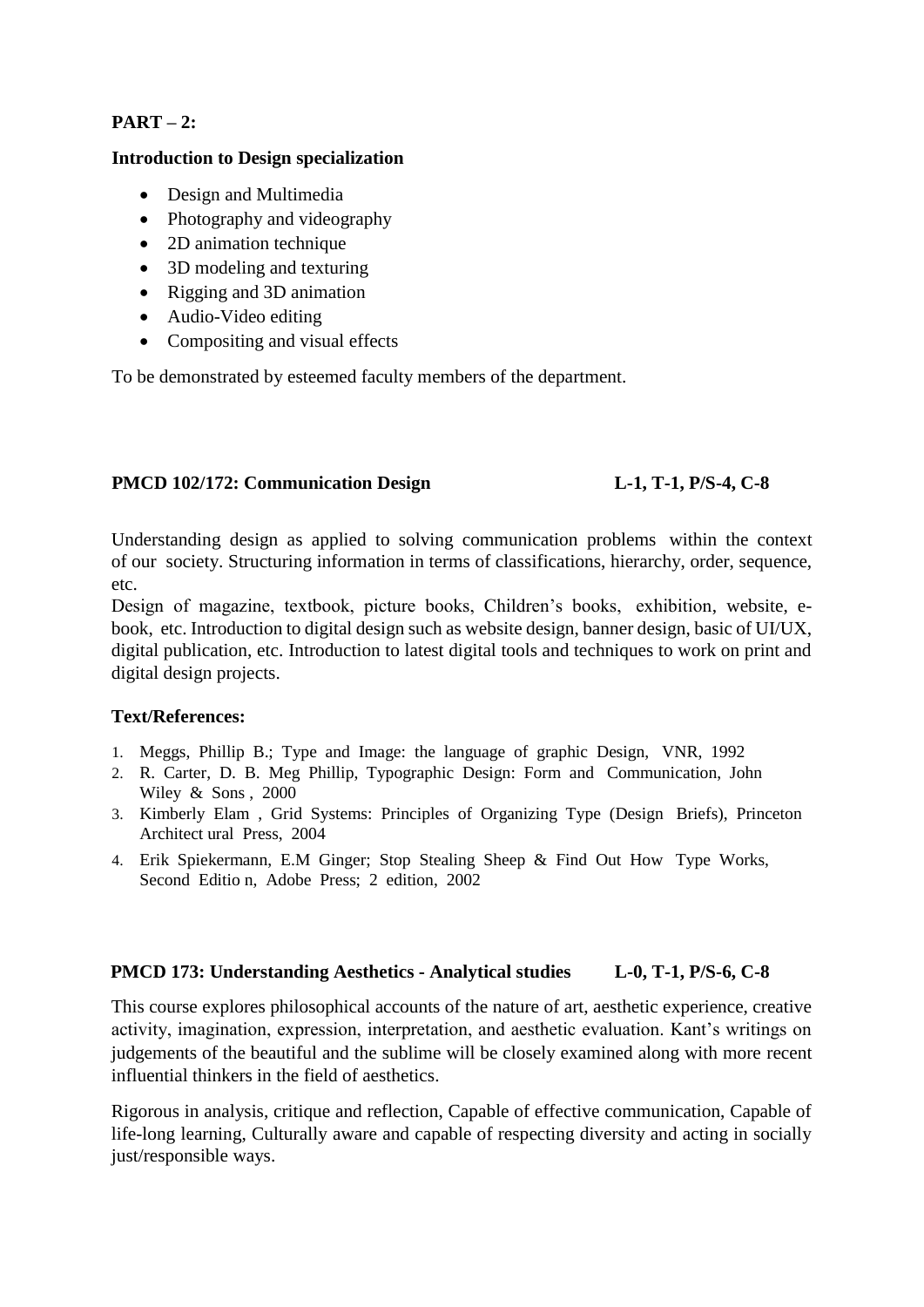**PART – 2:**

**Introduction to Design specialization**

- Design and Multimedia
- Photography and videography
- 2D animation technique
- 3D modeling and texturing
- Rigging and 3D animation
- Audio-Video editing
- Compositing and visual effects

To be demonstrated by esteemed faculty members of the department.

**PMCD 102/172: Communication Design L-1, T-1, P/S-4, C-8**

Understanding design as applied to solving communication problems within the context of our society. Structuring information in terms of classifications, hierarchy, order, sequence, etc.

Design of magazine, textbook, picture books, Children's books, exhibition, website, e-book, etc. Introduction to digital design such as website design, banner design, basic of UI/UX, digital publication, etc. Introduction to latest digital tools and techniques to work on print and digital design projects.

**Text/References:**

1. Meggs, Phillip B.; Type and Image: the language of graphic Design, VNR, 1992
2. R. Carter, D. B. Meg Phillip, Typographic Design: Form and Communication, John Wiley & Sons , 2000
3. Kimberly Elam , Grid Systems: Principles of Organizing Type (Design Briefs), Princeton Architect ural Press, 2004
4. Erik Spiekermann, E.M Ginger; Stop Stealing Sheep & Find Out How Type Works, Second Editio n, Adobe Press; 2 edition, 2002

**PMCD 173: Understanding Aesthetics - Analytical studies L-0, T-1, P/S-6, C-8**

This course explores philosophical accounts of the nature of art, aesthetic experience, creative activity, imagination, expression, interpretation, and aesthetic evaluation. Kant's writings on judgements of the beautiful and the sublime will be closely examined along with more recent influential thinkers in the field of aesthetics.

Rigorous in analysis, critique and reflection, Capable of effective communication, Capable of life-long learning, Culturally aware and capable of respecting diversity and acting in socially just/responsible ways.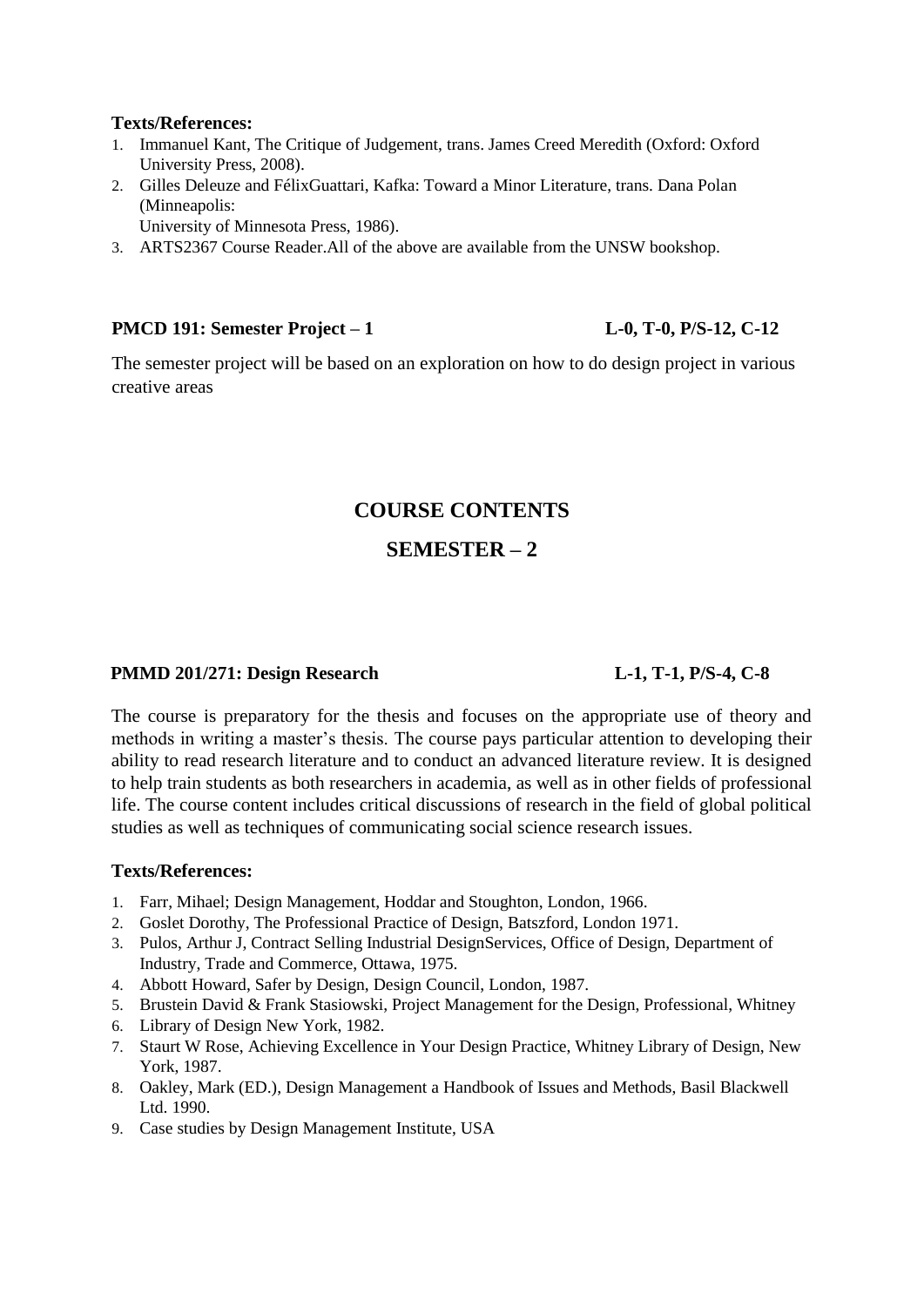**Texts/References:**

1. Immanuel Kant, The Critique of Judgement, trans. James Creed Meredith (Oxford: Oxford University Press, 2008).
2. Gilles Deleuze and FélixGuattari, Kafka: Toward a Minor Literature, trans. Dana Polan (Minneapolis:
   University of Minnesota Press, 1986).
3. ARTS2367 Course Reader.All of the above are available from the UNSW bookshop.

**PMCD 191: Semester Project – 1** **L-0, T-0, P/S-12, C-12**

The semester project will be based on an exploration on how to do design project in various creative areas

## COURSE CONTENTS

## SEMESTER – 2

**PMMD 201/271: Design Research** **L-1, T-1, P/S-4, C-8**

The course is preparatory for the thesis and focuses on the appropriate use of theory and methods in writing a master's thesis. The course pays particular attention to developing their ability to read research literature and to conduct an advanced literature review. It is designed to help train students as both researchers in academia, as well as in other fields of professional life. The course content includes critical discussions of research in the field of global political studies as well as techniques of communicating social science research issues.

**Texts/References:**

1. Farr, Mihael; Design Management, Hoddar and Stoughton, London, 1966.
2. Goslet Dorothy, The Professional Practice of Design, Batszford, London 1971.
3. Pulos, Arthur J, Contract Selling Industrial DesignServices, Office of Design, Department of Industry, Trade and Commerce, Ottawa, 1975.
4. Abbott Howard, Safer by Design, Design Council, London, 1987.
5. Brustein David & Frank Stasiowski, Project Management for the Design, Professional, Whitney
6. Library of Design New York, 1982.
7. Staurt W Rose, Achieving Excellence in Your Design Practice, Whitney Library of Design, New York, 1987.
8. Oakley, Mark (ED.), Design Management a Handbook of Issues and Methods, Basil Blackwell Ltd. 1990.
9. Case studies by Design Management Institute, USA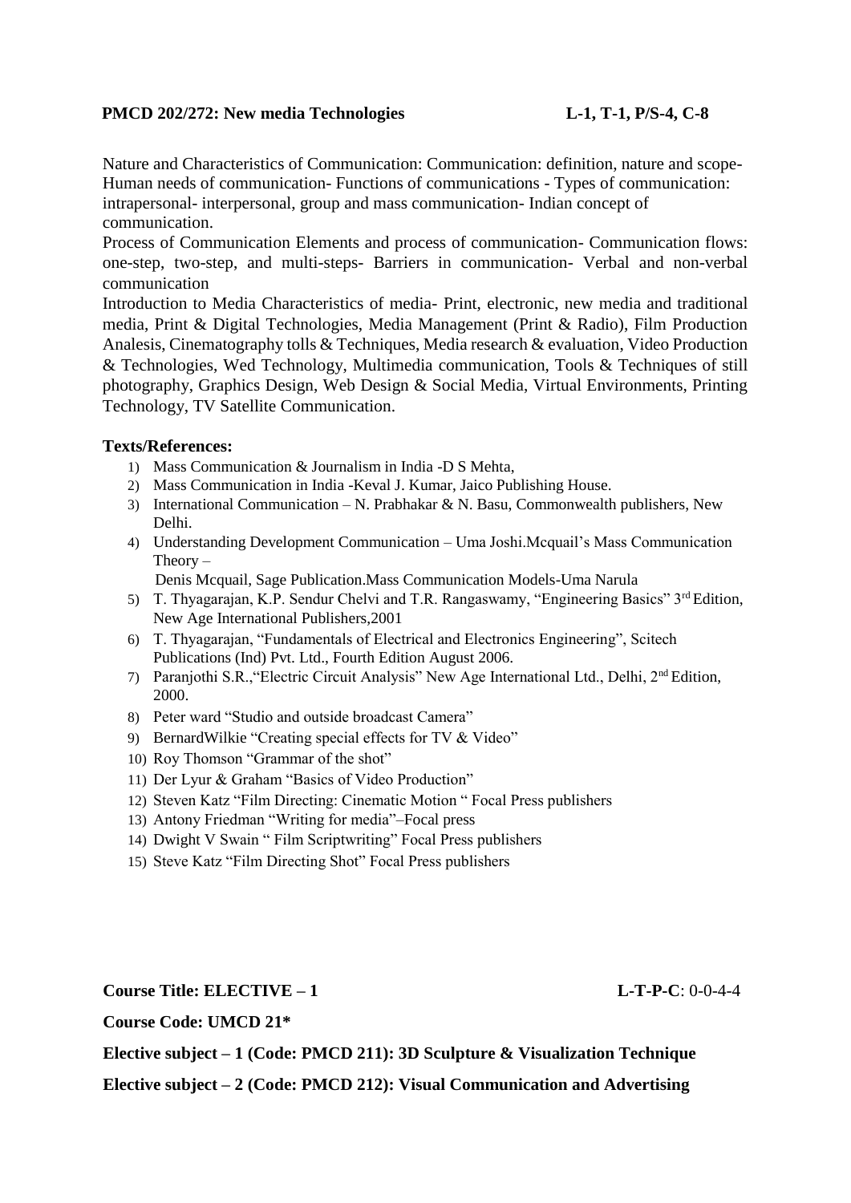**PMCD 202/272: New media Technologies L-1, T-1, P/S-4, C-8**

Nature and Characteristics of Communication: Communication: definition, nature and scope- Human needs of communication- Functions of communications - Types of communication: intrapersonal- interpersonal, group and mass communication- Indian concept of communication.

Process of Communication Elements and process of communication- Communication flows: one-step, two-step, and multi-steps- Barriers in communication- Verbal and non-verbal communication

Introduction to Media Characteristics of media- Print, electronic, new media and traditional media, Print & Digital Technologies, Media Management (Print & Radio), Film Production Analesis, Cinematography tolls & Techniques, Media research & evaluation, Video Production & Technologies, Wed Technology, Multimedia communication, Tools & Techniques of still photography, Graphics Design, Web Design & Social Media, Virtual Environments, Printing Technology, TV Satellite Communication.

**Texts/References:**

1) Mass Communication & Journalism in India -D S Mehta,
2) Mass Communication in India -Keval J. Kumar, Jaico Publishing House.
3) International Communication – N. Prabhakar & N. Basu, Commonwealth publishers, New Delhi.
4) Understanding Development Communication – Uma Joshi.Mcquail's Mass Communication Theory –
   Denis Mcquail, Sage Publication.Mass Communication Models-Uma Narula
5) T. Thyagarajan, K.P. Sendur Chelvi and T.R. Rangaswamy, "Engineering Basics" 3rd Edition, New Age International Publishers,2001
6) T. Thyagarajan, "Fundamentals of Electrical and Electronics Engineering", Scitech Publications (Ind) Pvt. Ltd., Fourth Edition August 2006.
7) Paranjothi S.R.,"Electric Circuit Analysis" New Age International Ltd., Delhi, 2nd Edition, 2000.
8) Peter ward "Studio and outside broadcast Camera"
9) BernardWilkie "Creating special effects for TV & Video"
10) Roy Thomson "Grammar of the shot"
11) Der Lyur & Graham "Basics of Video Production"
12) Steven Katz "Film Directing: Cinematic Motion " Focal Press publishers
13) Antony Friedman "Writing for media"–Focal press
14) Dwight V Swain " Film Scriptwriting" Focal Press publishers
15) Steve Katz "Film Directing Shot" Focal Press publishers

**Course Title: ELECTIVE – 1** **L-T-P-C**: 0-0-4-4

**Course Code: UMCD 21***

**Elective subject – 1 (Code: PMCD 211): 3D Sculpture & Visualization Technique**

**Elective subject – 2 (Code: PMCD 212): Visual Communication and Advertising**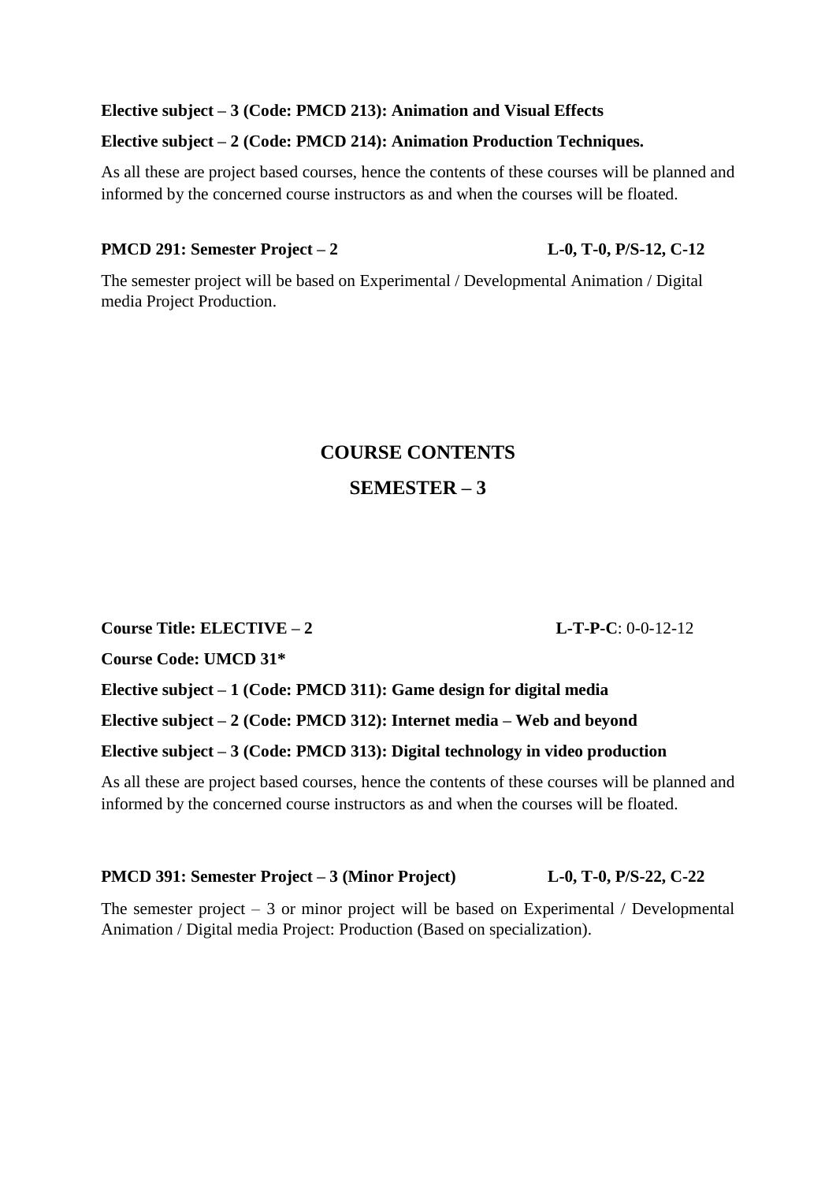**Elective subject – 3 (Code: PMCD 213): Animation and Visual Effects**

**Elective subject – 2 (Code: PMCD 214): Animation Production Techniques.**

As all these are project based courses, hence the contents of these courses will be planned and informed by the concerned course instructors as and when the courses will be floated.

**PMCD 291: Semester Project – 2** **L-0, T-0, P/S-12, C-12**

The semester project will be based on Experimental / Developmental Animation / Digital media Project Production.

## COURSE CONTENTS

## SEMESTER – 3

**Course Title: ELECTIVE – 2** **L-T-P-C**: 0-0-12-12

**Course Code: UMCD 31***

**Elective subject – 1 (Code: PMCD 311): Game design for digital media**

**Elective subject – 2 (Code: PMCD 312): Internet media – Web and beyond**

**Elective subject – 3 (Code: PMCD 313): Digital technology in video production**

As all these are project based courses, hence the contents of these courses will be planned and informed by the concerned course instructors as and when the courses will be floated.

**PMCD 391: Semester Project – 3 (Minor Project)** **L-0, T-0, P/S-22, C-22**

The semester project – 3 or minor project will be based on Experimental / Developmental Animation / Digital media Project: Production (Based on specialization).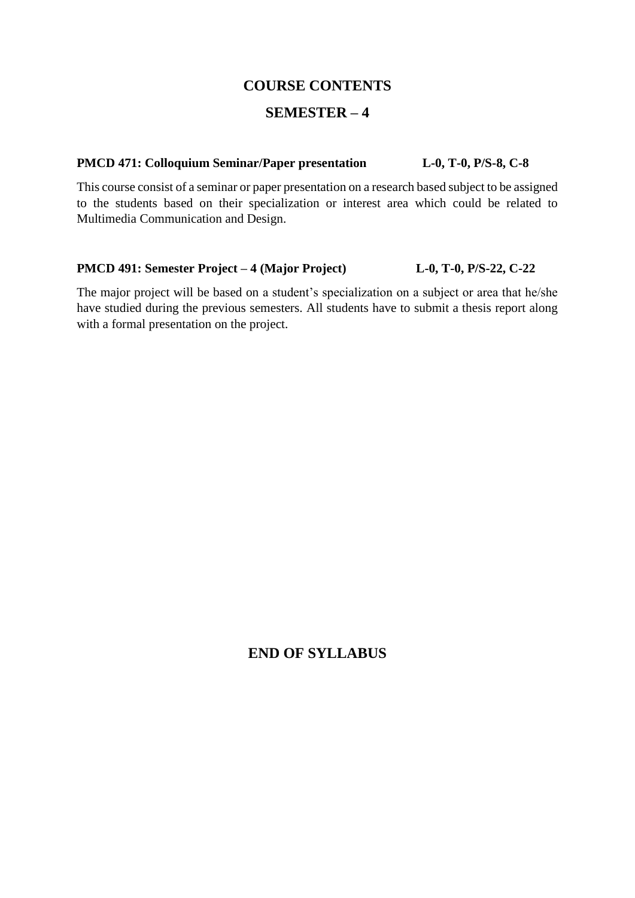# COURSE CONTENTS

## SEMESTER – 4

**PMCD 471: Colloquium Seminar/Paper presentation L-0, T-0, P/S-8, C-8**

This course consist of a seminar or paper presentation on a research based subject to be assigned to the students based on their specialization or interest area which could be related to Multimedia Communication and Design.

**PMCD 491: Semester Project – 4 (Major Project) L-0, T-0, P/S-22, C-22**

The major project will be based on a student's specialization on a subject or area that he/she have studied during the previous semesters. All students have to submit a thesis report along with a formal presentation on the project.

## END OF SYLLABUS